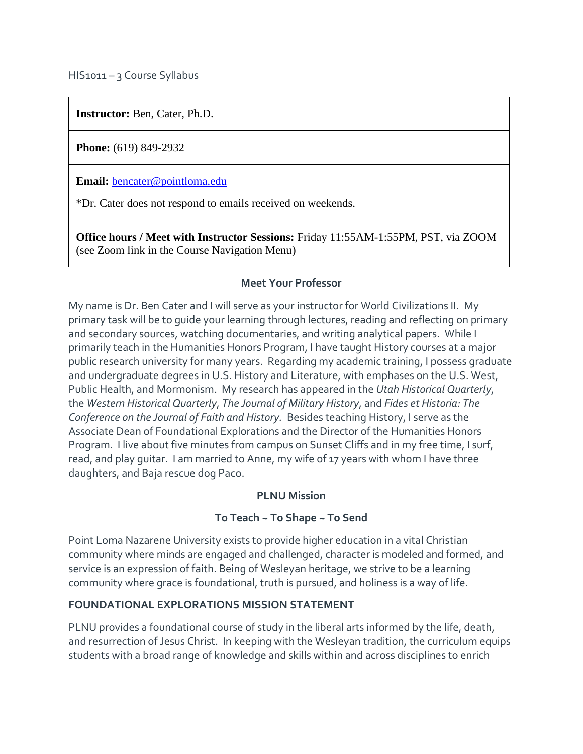HIS1011 – 3 Course Syllabus

| **Instructor:** Ben, Cater, Ph.D. |
|---|
| **Phone:** (619) 849-2932 |
| **Email:** bencater@pointloma.edu<br><br>*Dr. Cater does not respond to emails received on weekends. |
| **Office hours / Meet with Instructor Sessions:** Friday 11:55AM-1:55PM, PST, via ZOOM (see Zoom link in the Course Navigation Menu) |

## Meet Your Professor

My name is Dr. Ben Cater and I will serve as your instructor for World Civilizations II. My primary task will be to guide your learning through lectures, reading and reflecting on primary and secondary sources, watching documentaries, and writing analytical papers. While I primarily teach in the Humanities Honors Program, I have taught History courses at a major public research university for many years. Regarding my academic training, I possess graduate and undergraduate degrees in U.S. History and Literature, with emphases on the U.S. West, Public Health, and Mormonism. My research has appeared in the *Utah Historical Quarterly*, the *Western Historical Quarterly*, *The Journal of Military History*, and *Fides et Historia: The Conference on the Journal of Faith and History*. Besides teaching History, I serve as the Associate Dean of Foundational Explorations and the Director of the Humanities Honors Program. I live about five minutes from campus on Sunset Cliffs and in my free time, I surf, read, and play guitar. I am married to Anne, my wife of 17 years with whom I have three daughters, and Baja rescue dog Paco.

## PLNU Mission

### To Teach ~ To Shape ~ To Send

Point Loma Nazarene University exists to provide higher education in a vital Christian community where minds are engaged and challenged, character is modeled and formed, and service is an expression of faith. Being of Wesleyan heritage, we strive to be a learning community where grace is foundational, truth is pursued, and holiness is a way of life.

## FOUNDATIONAL EXPLORATIONS MISSION STATEMENT

PLNU provides a foundational course of study in the liberal arts informed by the life, death, and resurrection of Jesus Christ. In keeping with the Wesleyan tradition, the curriculum equips students with a broad range of knowledge and skills within and across disciplines to enrich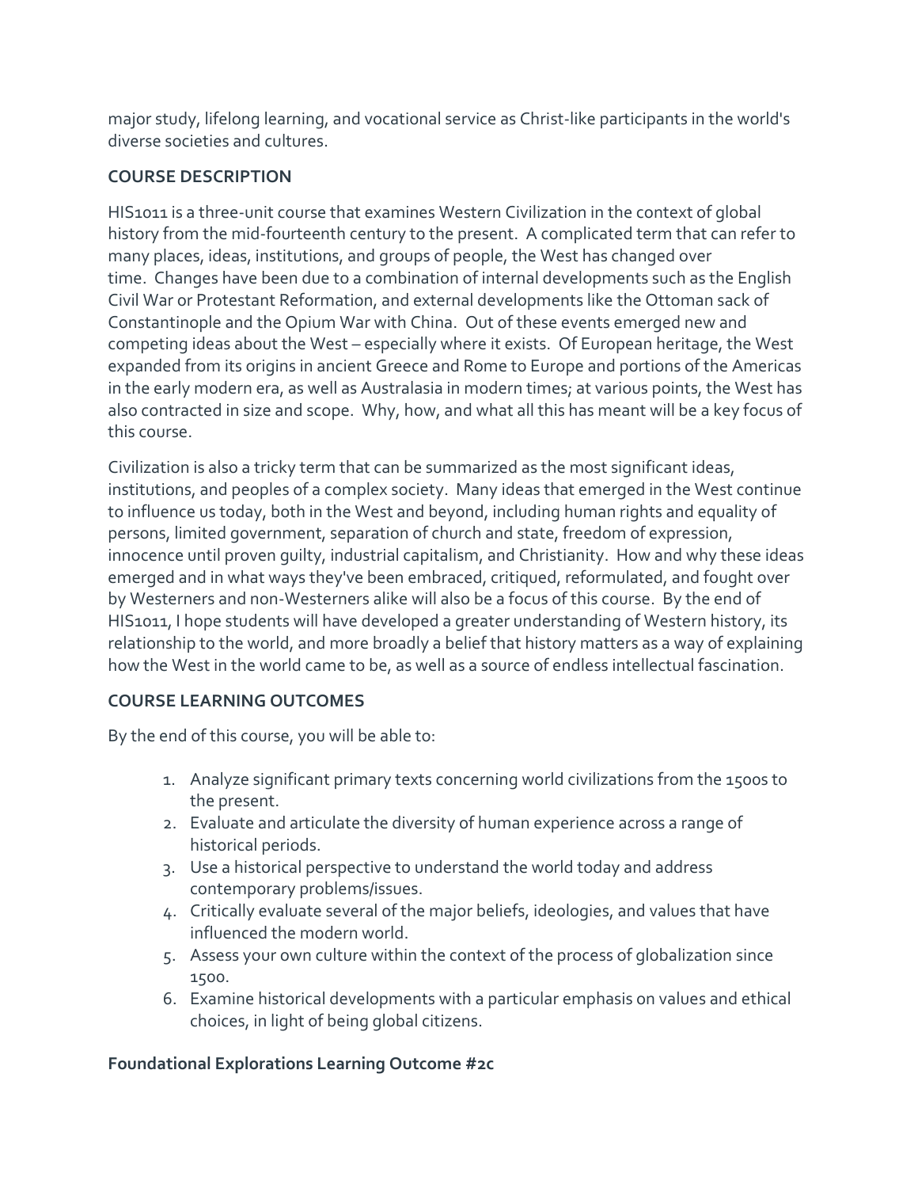major study, lifelong learning, and vocational service as Christ-like participants in the world's diverse societies and cultures.

### COURSE DESCRIPTION

HIS1011 is a three-unit course that examines Western Civilization in the context of global history from the mid-fourteenth century to the present. A complicated term that can refer to many places, ideas, institutions, and groups of people, the West has changed over time. Changes have been due to a combination of internal developments such as the English Civil War or Protestant Reformation, and external developments like the Ottoman sack of Constantinople and the Opium War with China. Out of these events emerged new and competing ideas about the West – especially where it exists. Of European heritage, the West expanded from its origins in ancient Greece and Rome to Europe and portions of the Americas in the early modern era, as well as Australasia in modern times; at various points, the West has also contracted in size and scope. Why, how, and what all this has meant will be a key focus of this course.

Civilization is also a tricky term that can be summarized as the most significant ideas, institutions, and peoples of a complex society. Many ideas that emerged in the West continue to influence us today, both in the West and beyond, including human rights and equality of persons, limited government, separation of church and state, freedom of expression, innocence until proven guilty, industrial capitalism, and Christianity. How and why these ideas emerged and in what ways they've been embraced, critiqued, reformulated, and fought over by Westerners and non-Westerners alike will also be a focus of this course. By the end of HIS1011, I hope students will have developed a greater understanding of Western history, its relationship to the world, and more broadly a belief that history matters as a way of explaining how the West in the world came to be, as well as a source of endless intellectual fascination.

### COURSE LEARNING OUTCOMES

By the end of this course, you will be able to:

1. Analyze significant primary texts concerning world civilizations from the 1500s to the present.
2. Evaluate and articulate the diversity of human experience across a range of historical periods.
3. Use a historical perspective to understand the world today and address contemporary problems/issues.
4. Critically evaluate several of the major beliefs, ideologies, and values that have influenced the modern world.
5. Assess your own culture within the context of the process of globalization since 1500.
6. Examine historical developments with a particular emphasis on values and ethical choices, in light of being global citizens.

#### Foundational Explorations Learning Outcome #2c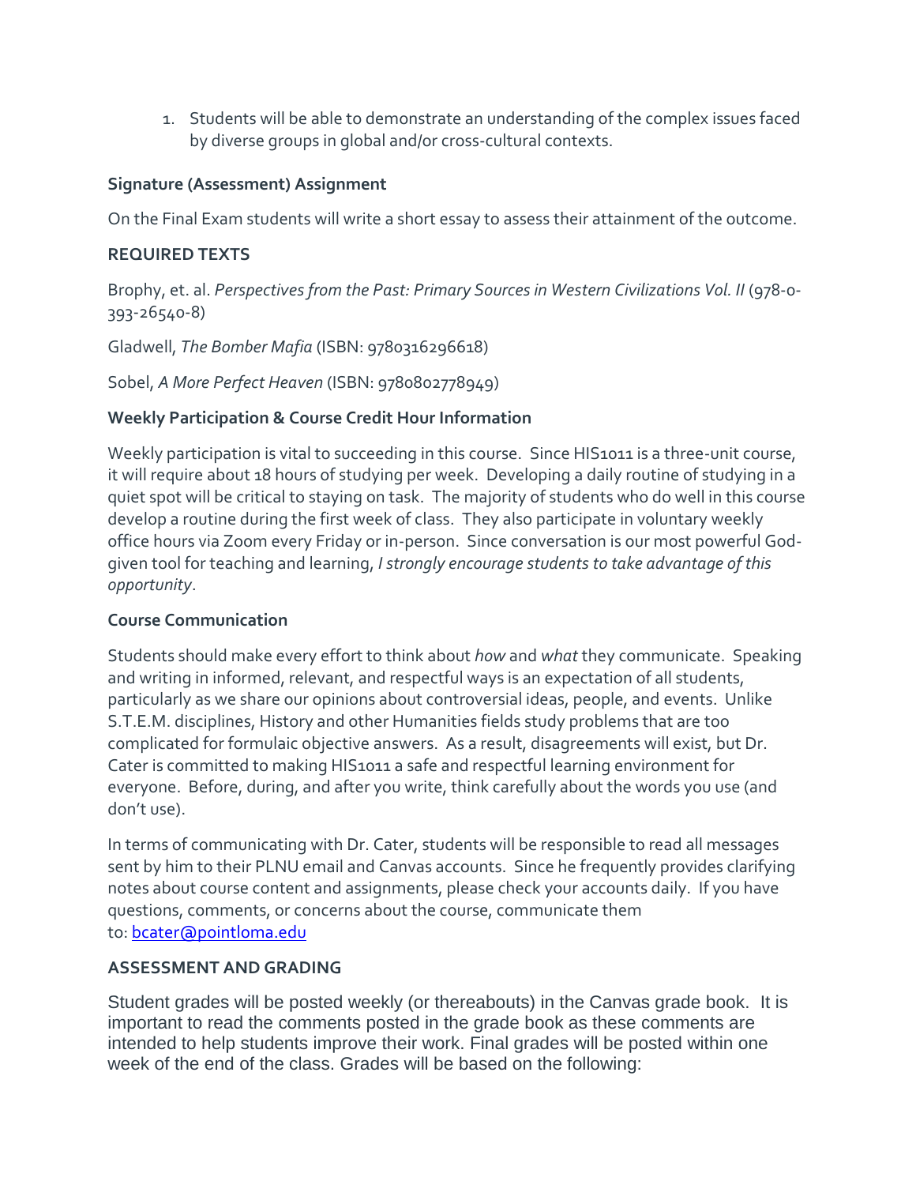1. Students will be able to demonstrate an understanding of the complex issues faced by diverse groups in global and/or cross-cultural contexts.

**Signature (Assessment) Assignment**

On the Final Exam students will write a short essay to assess their attainment of the outcome.

**REQUIRED TEXTS**

Brophy, et. al. *Perspectives from the Past: Primary Sources in Western Civilizations Vol. II* (978-0-393-26540-8)

Gladwell, *The Bomber Mafia* (ISBN: 9780316296618)

Sobel, *A More Perfect Heaven* (ISBN: 9780802778949)

**Weekly Participation & Course Credit Hour Information**

Weekly participation is vital to succeeding in this course. Since HIS1011 is a three-unit course, it will require about 18 hours of studying per week. Developing a daily routine of studying in a quiet spot will be critical to staying on task. The majority of students who do well in this course develop a routine during the first week of class. They also participate in voluntary weekly office hours via Zoom every Friday or in-person. Since conversation is our most powerful God-given tool for teaching and learning, *I strongly encourage students to take advantage of this opportunity*.

**Course Communication**

Students should make every effort to think about *how* and *what* they communicate. Speaking and writing in informed, relevant, and respectful ways is an expectation of all students, particularly as we share our opinions about controversial ideas, people, and events. Unlike S.T.E.M. disciplines, History and other Humanities fields study problems that are too complicated for formulaic objective answers. As a result, disagreements will exist, but Dr. Cater is committed to making HIS1011 a safe and respectful learning environment for everyone. Before, during, and after you write, think carefully about the words you use (and don't use).

In terms of communicating with Dr. Cater, students will be responsible to read all messages sent by him to their PLNU email and Canvas accounts. Since he frequently provides clarifying notes about course content and assignments, please check your accounts daily. If you have questions, comments, or concerns about the course, communicate them to: bcater@pointloma.edu

**ASSESSMENT AND GRADING**

Student grades will be posted weekly (or thereabouts) in the Canvas grade book. It is important to read the comments posted in the grade book as these comments are intended to help students improve their work. Final grades will be posted within one week of the end of the class. Grades will be based on the following: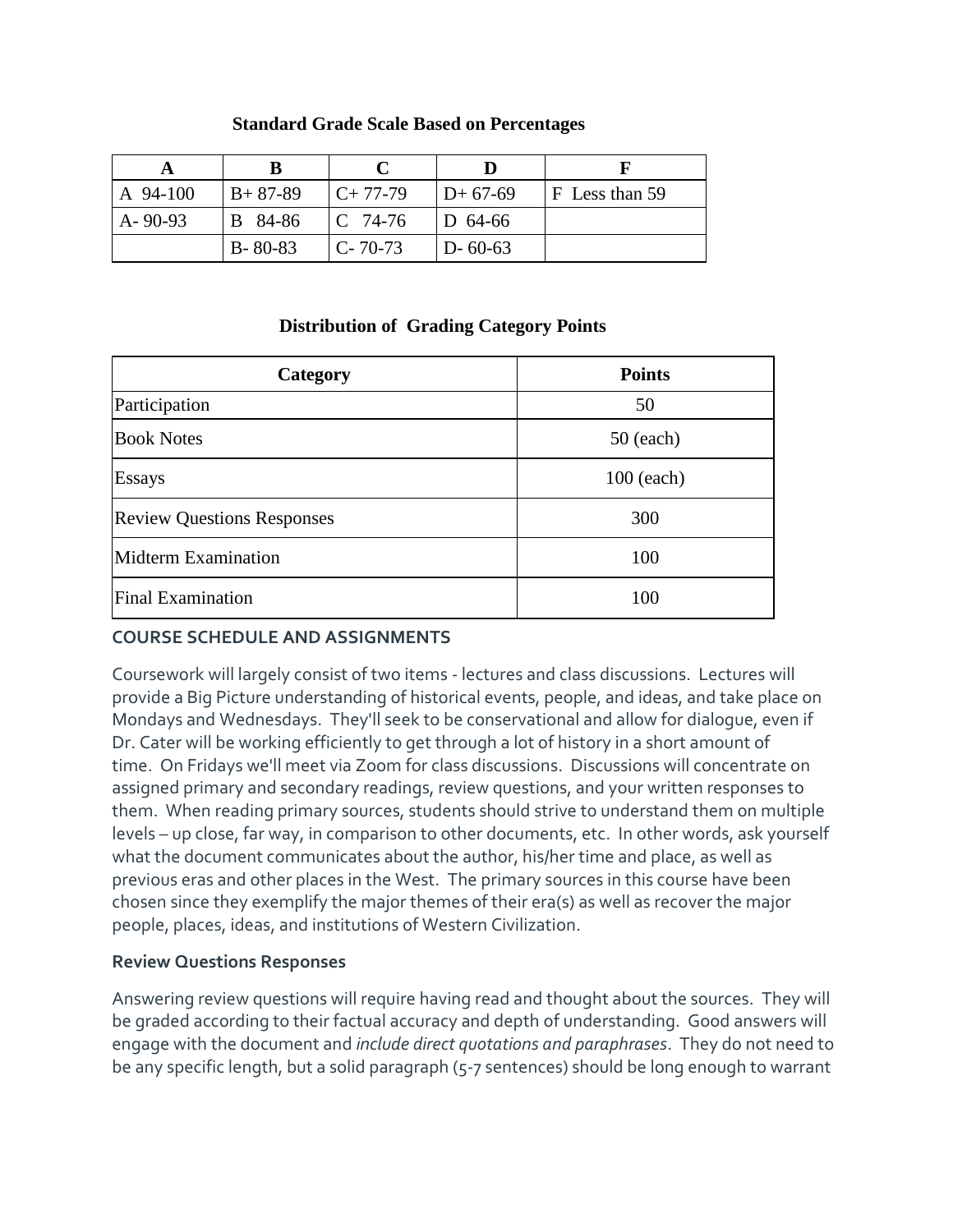**Standard Grade Scale Based on Percentages**

| A | B | C | D | F |
|---|---|---|---|---|
| A 94-100 | B+ 87-89 | C+ 77-79 | D+ 67-69 | F Less than 59 |
| A- 90-93 | B 84-86 | C 74-76 | D 64-66 | |
| | B- 80-83 | C- 70-73 | D- 60-63 | |

**Distribution of Grading Category Points**

| Category | Points |
|---|---|
| Participation | 50 |
| Book Notes | 50 (each) |
| Essays | 100 (each) |
| Review Questions Responses | 300 |
| Midterm Examination | 100 |
| Final Examination | 100 |

**COURSE SCHEDULE AND ASSIGNMENTS**

Coursework will largely consist of two items - lectures and class discussions. Lectures will provide a Big Picture understanding of historical events, people, and ideas, and take place on Mondays and Wednesdays. They'll seek to be conservational and allow for dialogue, even if Dr. Cater will be working efficiently to get through a lot of history in a short amount of time. On Fridays we'll meet via Zoom for class discussions. Discussions will concentrate on assigned primary and secondary readings, review questions, and your written responses to them. When reading primary sources, students should strive to understand them on multiple levels – up close, far way, in comparison to other documents, etc. In other words, ask yourself what the document communicates about the author, his/her time and place, as well as previous eras and other places in the West. The primary sources in this course have been chosen since they exemplify the major themes of their era(s) as well as recover the major people, places, ideas, and institutions of Western Civilization.

**Review Questions Responses**

Answering review questions will require having read and thought about the sources. They will be graded according to their factual accuracy and depth of understanding. Good answers will engage with the document and *include direct quotations and paraphrases*. They do not need to be any specific length, but a solid paragraph (5-7 sentences) should be long enough to warrant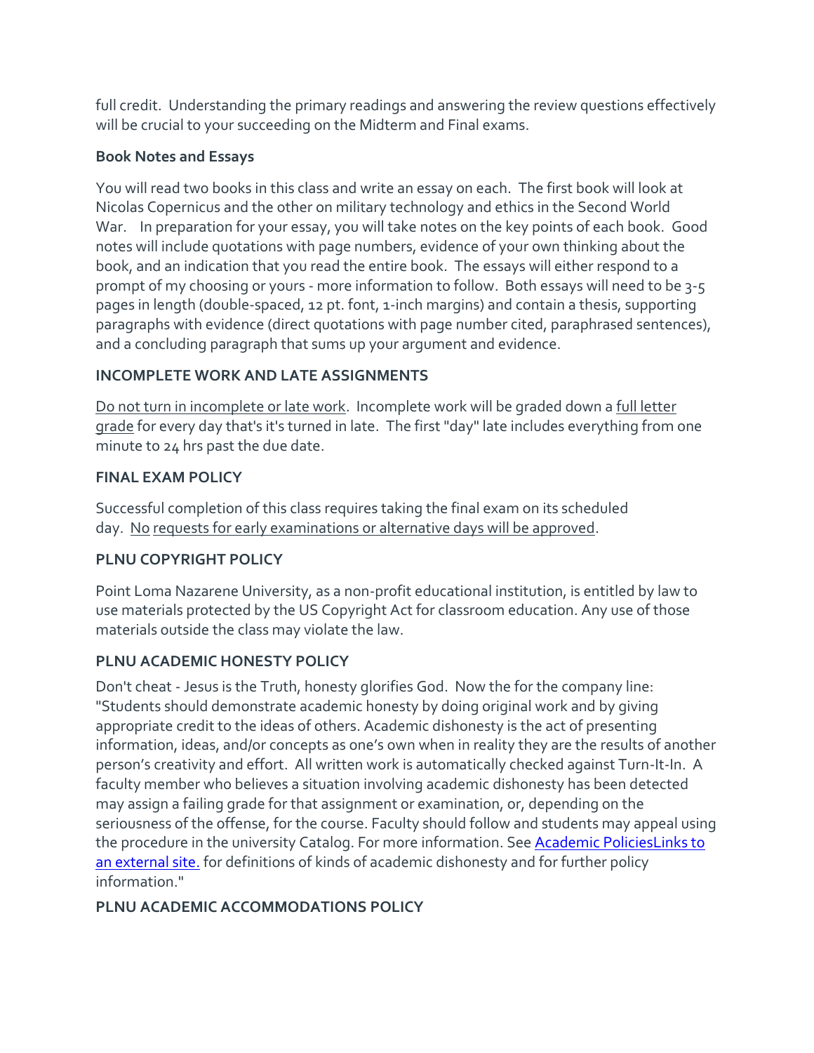full credit. Understanding the primary readings and answering the review questions effectively will be crucial to your succeeding on the Midterm and Final exams.

**Book Notes and Essays**

You will read two books in this class and write an essay on each. The first book will look at Nicolas Copernicus and the other on military technology and ethics in the Second World War. In preparation for your essay, you will take notes on the key points of each book. Good notes will include quotations with page numbers, evidence of your own thinking about the book, and an indication that you read the entire book. The essays will either respond to a prompt of my choosing or yours - more information to follow. Both essays will need to be 3-5 pages in length (double-spaced, 12 pt. font, 1-inch margins) and contain a thesis, supporting paragraphs with evidence (direct quotations with page number cited, paraphrased sentences), and a concluding paragraph that sums up your argument and evidence.

**INCOMPLETE WORK AND LATE ASSIGNMENTS**

Do not turn in incomplete or late work. Incomplete work will be graded down a full letter grade for every day that's it's turned in late. The first "day" late includes everything from one minute to 24 hrs past the due date.

**FINAL EXAM POLICY**

Successful completion of this class requires taking the final exam on its scheduled day. No requests for early examinations or alternative days will be approved.

**PLNU COPYRIGHT POLICY**

Point Loma Nazarene University, as a non-profit educational institution, is entitled by law to use materials protected by the US Copyright Act for classroom education. Any use of those materials outside the class may violate the law.

**PLNU ACADEMIC HONESTY POLICY**

Don't cheat - Jesus is the Truth, honesty glorifies God. Now the for the company line: "Students should demonstrate academic honesty by doing original work and by giving appropriate credit to the ideas of others. Academic dishonesty is the act of presenting information, ideas, and/or concepts as one's own when in reality they are the results of another person's creativity and effort. All written work is automatically checked against Turn-It-In. A faculty member who believes a situation involving academic dishonesty has been detected may assign a failing grade for that assignment or examination, or, depending on the seriousness of the offense, for the course. Faculty should follow and students may appeal using the procedure in the university Catalog. For more information. See Academic PoliciesLinks to an external site. for definitions of kinds of academic dishonesty and for further policy information."

**PLNU ACADEMIC ACCOMMODATIONS POLICY**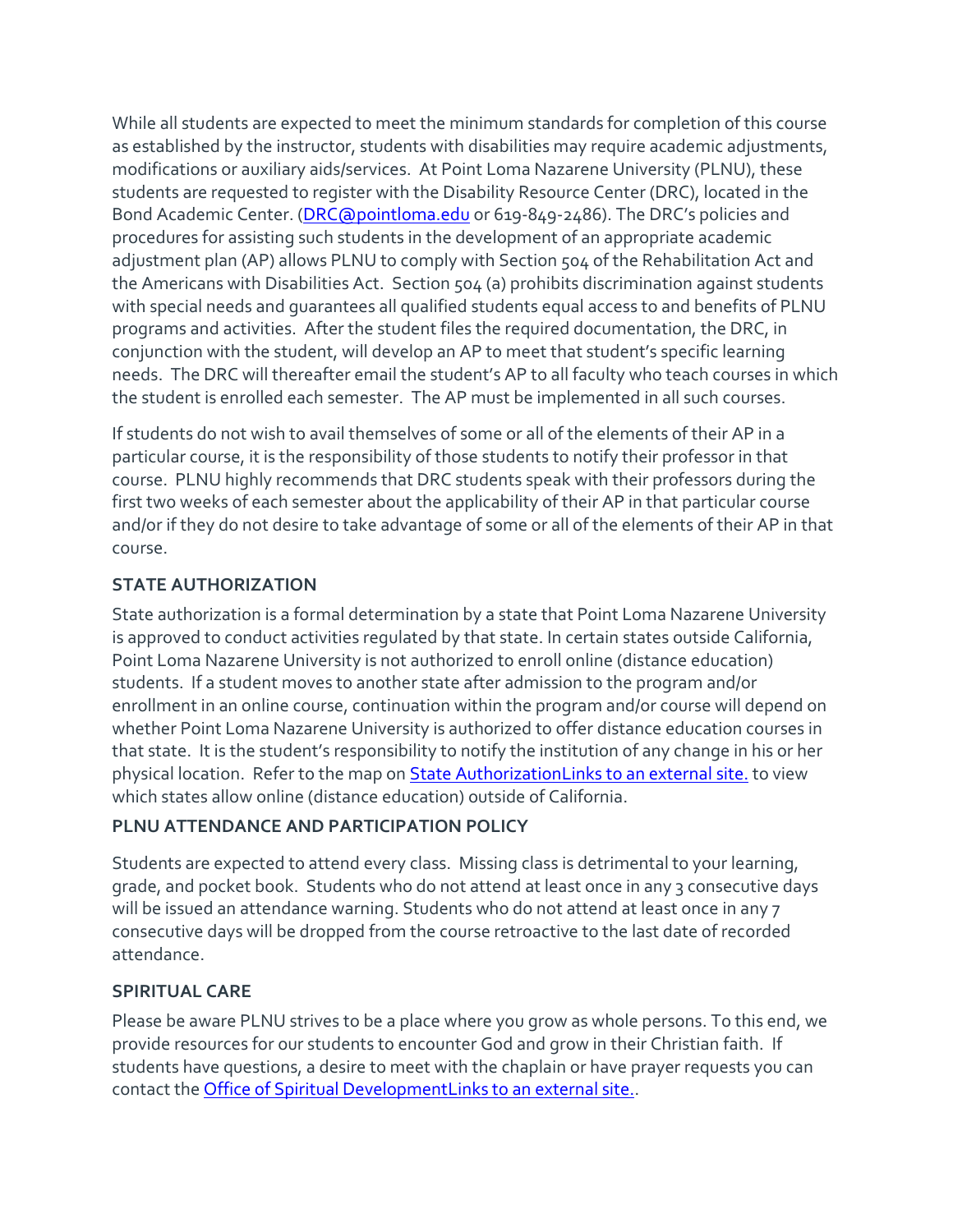While all students are expected to meet the minimum standards for completion of this course as established by the instructor, students with disabilities may require academic adjustments, modifications or auxiliary aids/services. At Point Loma Nazarene University (PLNU), these students are requested to register with the Disability Resource Center (DRC), located in the Bond Academic Center. ([DRC@pointloma.edu](mailto:DRC@pointloma.edu) or 619-849-2486). The DRC's policies and procedures for assisting such students in the development of an appropriate academic adjustment plan (AP) allows PLNU to comply with Section 504 of the Rehabilitation Act and the Americans with Disabilities Act. Section 504 (a) prohibits discrimination against students with special needs and guarantees all qualified students equal access to and benefits of PLNU programs and activities. After the student files the required documentation, the DRC, in conjunction with the student, will develop an AP to meet that student's specific learning needs. The DRC will thereafter email the student's AP to all faculty who teach courses in which the student is enrolled each semester. The AP must be implemented in all such courses.

If students do not wish to avail themselves of some or all of the elements of their AP in a particular course, it is the responsibility of those students to notify their professor in that course. PLNU highly recommends that DRC students speak with their professors during the first two weeks of each semester about the applicability of their AP in that particular course and/or if they do not desire to take advantage of some or all of the elements of their AP in that course.

### STATE AUTHORIZATION

State authorization is a formal determination by a state that Point Loma Nazarene University is approved to conduct activities regulated by that state. In certain states outside California, Point Loma Nazarene University is not authorized to enroll online (distance education) students. If a student moves to another state after admission to the program and/or enrollment in an online course, continuation within the program and/or course will depend on whether Point Loma Nazarene University is authorized to offer distance education courses in that state. It is the student's responsibility to notify the institution of any change in his or her physical location. Refer to the map on State AuthorizationLinks to an external site. to view which states allow online (distance education) outside of California.

### PLNU ATTENDANCE AND PARTICIPATION POLICY

Students are expected to attend every class. Missing class is detrimental to your learning, grade, and pocket book. Students who do not attend at least once in any 3 consecutive days will be issued an attendance warning. Students who do not attend at least once in any 7 consecutive days will be dropped from the course retroactive to the last date of recorded attendance.

### SPIRITUAL CARE

Please be aware PLNU strives to be a place where you grow as whole persons. To this end, we provide resources for our students to encounter God and grow in their Christian faith. If students have questions, a desire to meet with the chaplain or have prayer requests you can contact the Office of Spiritual DevelopmentLinks to an external site..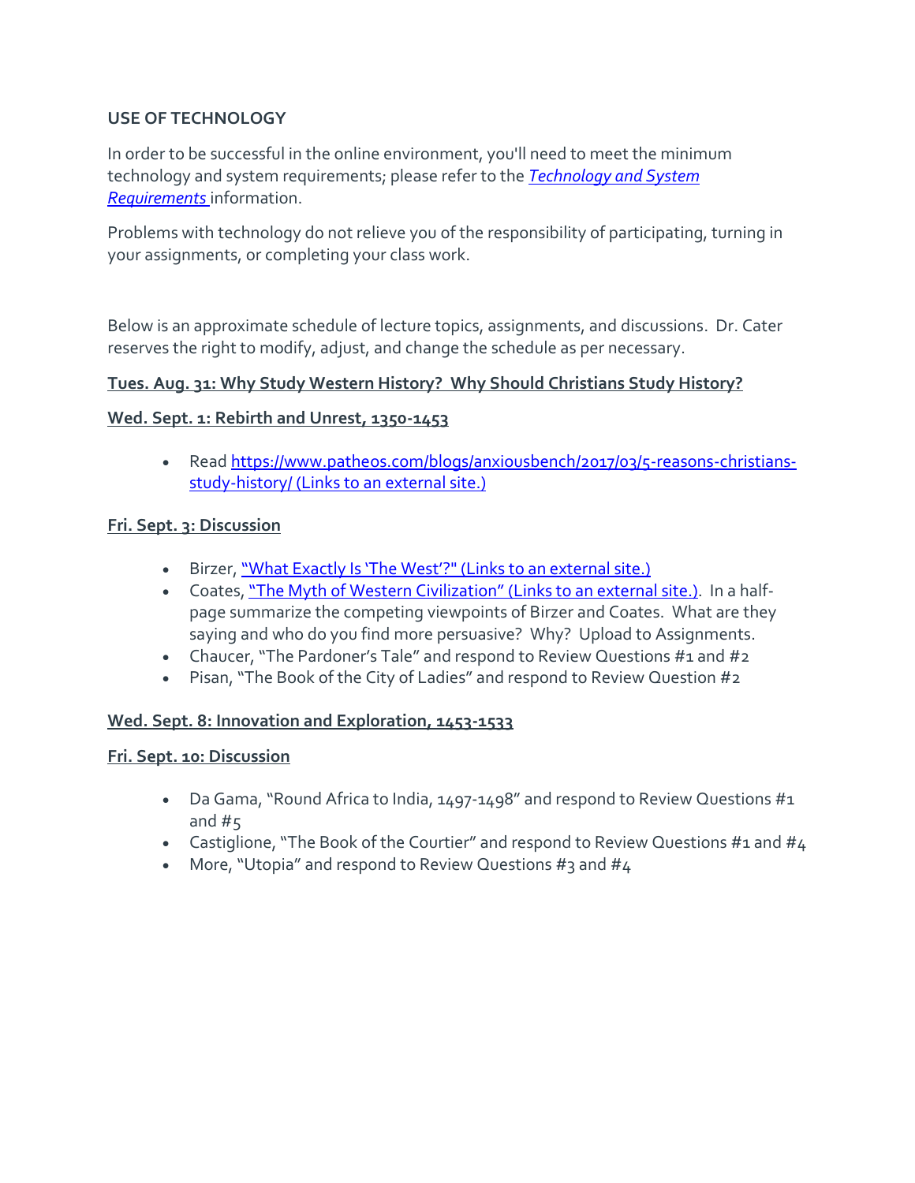**USE OF TECHNOLOGY**

In order to be successful in the online environment, you'll need to meet the minimum technology and system requirements; please refer to the [*Technology and System Requirements*]() information.

Problems with technology do not relieve you of the responsibility of participating, turning in your assignments, or completing your class work.

Below is an approximate schedule of lecture topics, assignments, and discussions. Dr. Cater reserves the right to modify, adjust, and change the schedule as per necessary.

**Tues. Aug. 31: Why Study Western History? Why Should Christians Study History?**

**Wed. Sept. 1: Rebirth and Unrest, 1350-1453**

- Read [https://www.patheos.com/blogs/anxiousbench/2017/03/5-reasons-christians-study-history/ (Links to an external site.)](https://www.patheos.com/blogs/anxiousbench/2017/03/5-reasons-christians-study-history/)

**Fri. Sept. 3: Discussion**

- Birzer, "What Exactly Is 'The West'?" (Links to an external site.)
- Coates, "The Myth of Western Civilization" (Links to an external site.). In a half-page summarize the competing viewpoints of Birzer and Coates. What are they saying and who do you find more persuasive? Why? Upload to Assignments.
- Chaucer, "The Pardoner's Tale" and respond to Review Questions #1 and #2
- Pisan, "The Book of the City of Ladies" and respond to Review Question #2

**Wed. Sept. 8: Innovation and Exploration, 1453-1533**

**Fri. Sept. 10: Discussion**

- Da Gama, "Round Africa to India, 1497-1498" and respond to Review Questions #1 and #5
- Castiglione, "The Book of the Courtier" and respond to Review Questions #1 and #4
- More, "Utopia" and respond to Review Questions #3 and #4